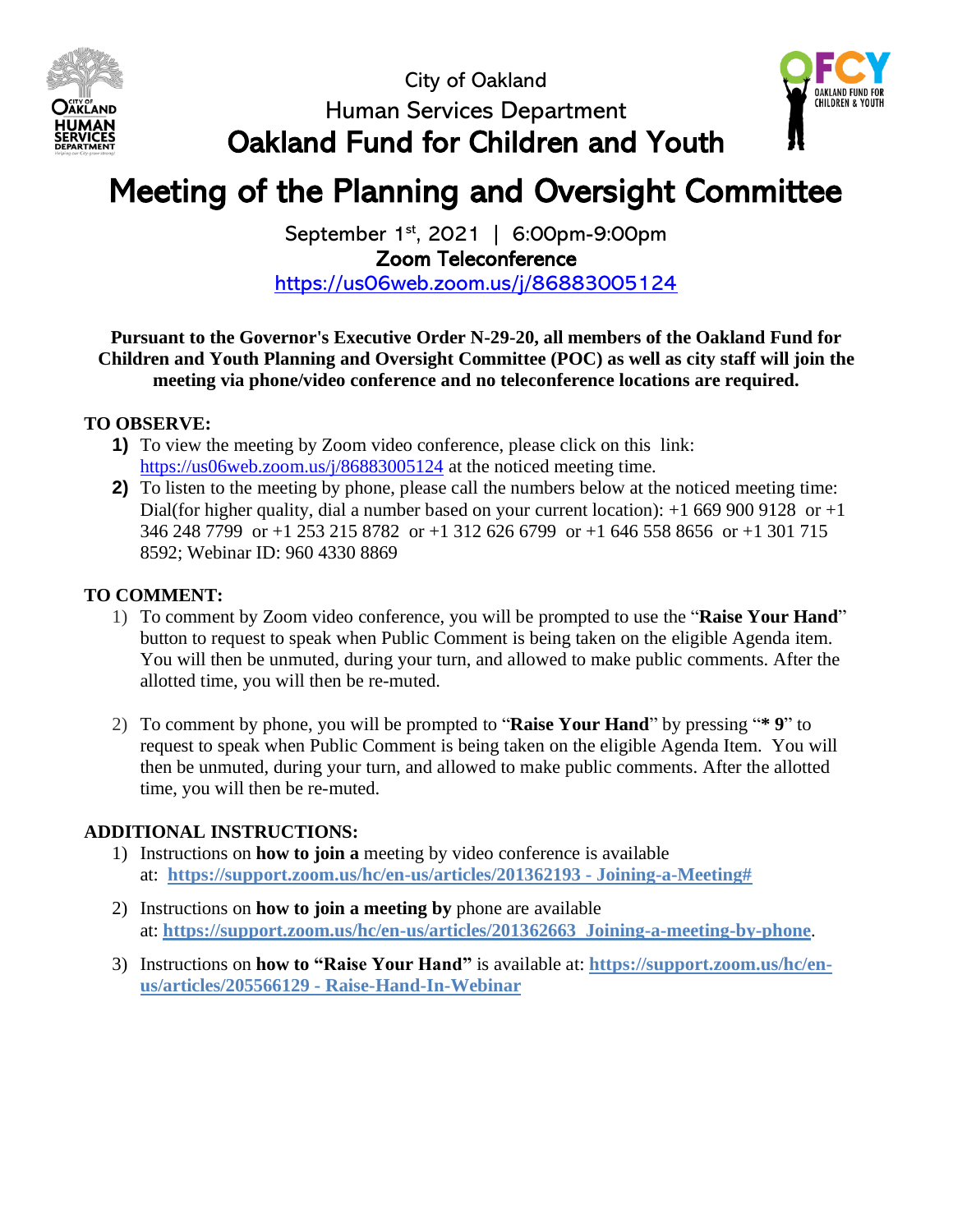City of Oakland

Human Services Department

# Oakland Fund for Children and Youth

# Meeting of the Planning and Oversight Committee

September 1st, 2021 | 6:00pm-9:00pm

**Zoom Teleconference**

https://us06web.zoom.us/j/86883005124

**Pursuant to the Governor's Executive Order N-29-20, all members of the Oakland Fund for Children and Youth Planning and Oversight Committee (POC) as well as city staff will join the meeting via phone/video conference and no teleconference locations are required.**

**TO OBSERVE:**

1) To view the meeting by Zoom video conference, please click on this link: https://us06web.zoom.us/j/86883005124 at the noticed meeting time.
2) To listen to the meeting by phone, please call the numbers below at the noticed meeting time: Dial(for higher quality, dial a number based on your current location): +1 669 900 9128 or +1 346 248 7799 or +1 253 215 8782 or +1 312 626 6799 or +1 646 558 8656 or +1 301 715 8592; Webinar ID: 960 4330 8869

**TO COMMENT:**

1) To comment by Zoom video conference, you will be prompted to use the "**Raise Your Hand**" button to request to speak when Public Comment is being taken on the eligible Agenda item. You will then be unmuted, during your turn, and allowed to make public comments. After the allotted time, you will then be re-muted.

2) To comment by phone, you will be prompted to "**Raise Your Hand**" by pressing "**\* 9**" to request to speak when Public Comment is being taken on the eligible Agenda Item. You will then be unmuted, during your turn, and allowed to make public comments. After the allotted time, you will then be re-muted.

**ADDITIONAL INSTRUCTIONS:**

1) Instructions on **how to join a** meeting by video conference is available at: **https://support.zoom.us/hc/en-us/articles/201362193 - Joining-a-Meeting#**
2) Instructions on **how to join a meeting by** phone are available at: **https://support.zoom.us/hc/en-us/articles/201362663 Joining-a-meeting-by-phone**.
3) Instructions on **how to "Raise Your Hand"** is available at: **https://support.zoom.us/hc/en-us/articles/205566129 - Raise-Hand-In-Webinar**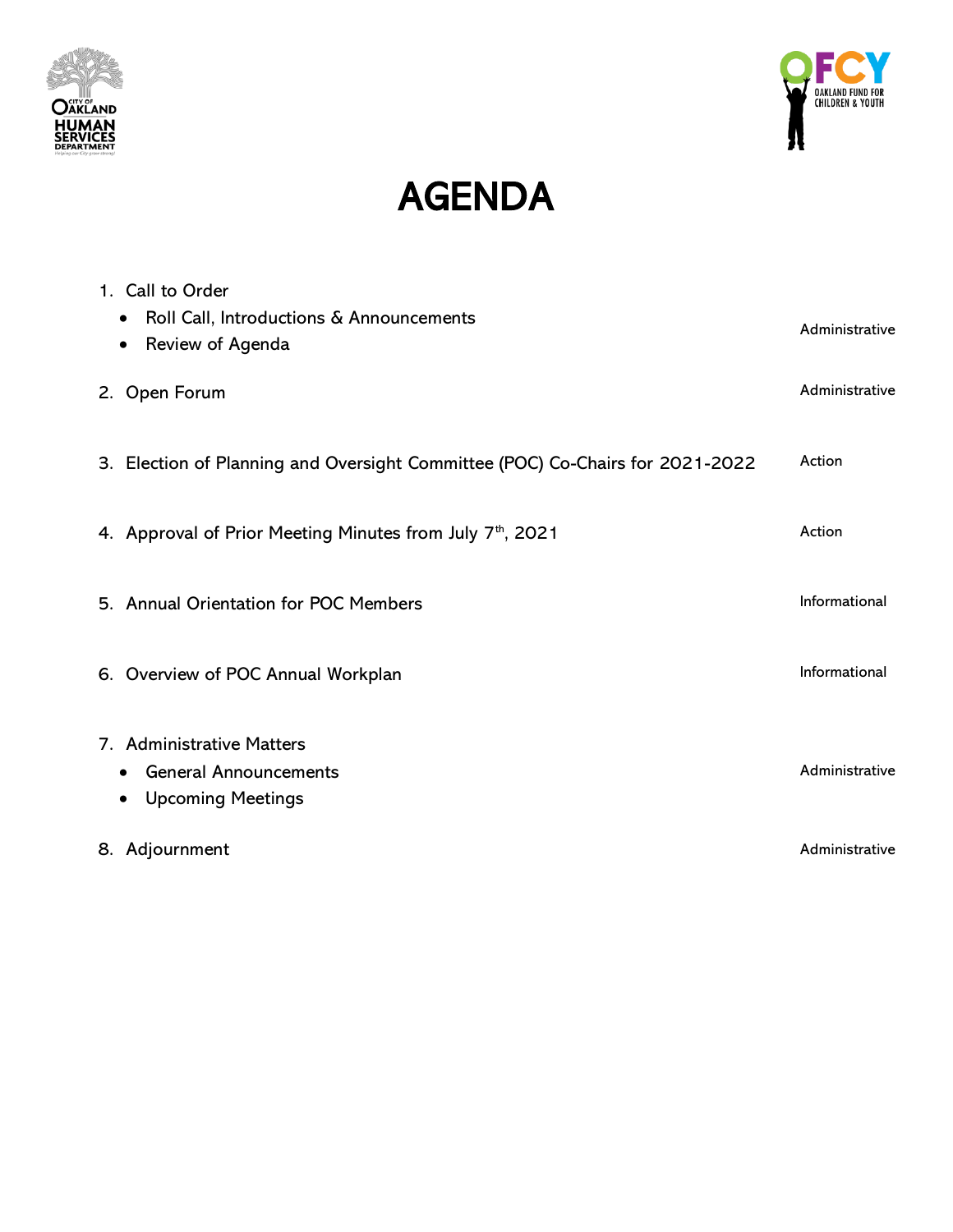# AGENDA

| | |
|---|---|
| 1. Call to Order<br>• Roll Call, Introductions & Announcements<br>• Review of Agenda | Administrative |
| 2. Open Forum | Administrative |
| 3. Election of Planning and Oversight Committee (POC) Co-Chairs for 2021-2022 | Action |
| 4. Approval of Prior Meeting Minutes from July 7th, 2021 | Action |
| 5. Annual Orientation for POC Members | Informational |
| 6. Overview of POC Annual Workplan | Informational |
| 7. Administrative Matters<br>• General Announcements<br>• Upcoming Meetings | Administrative |
| 8. Adjournment | Administrative |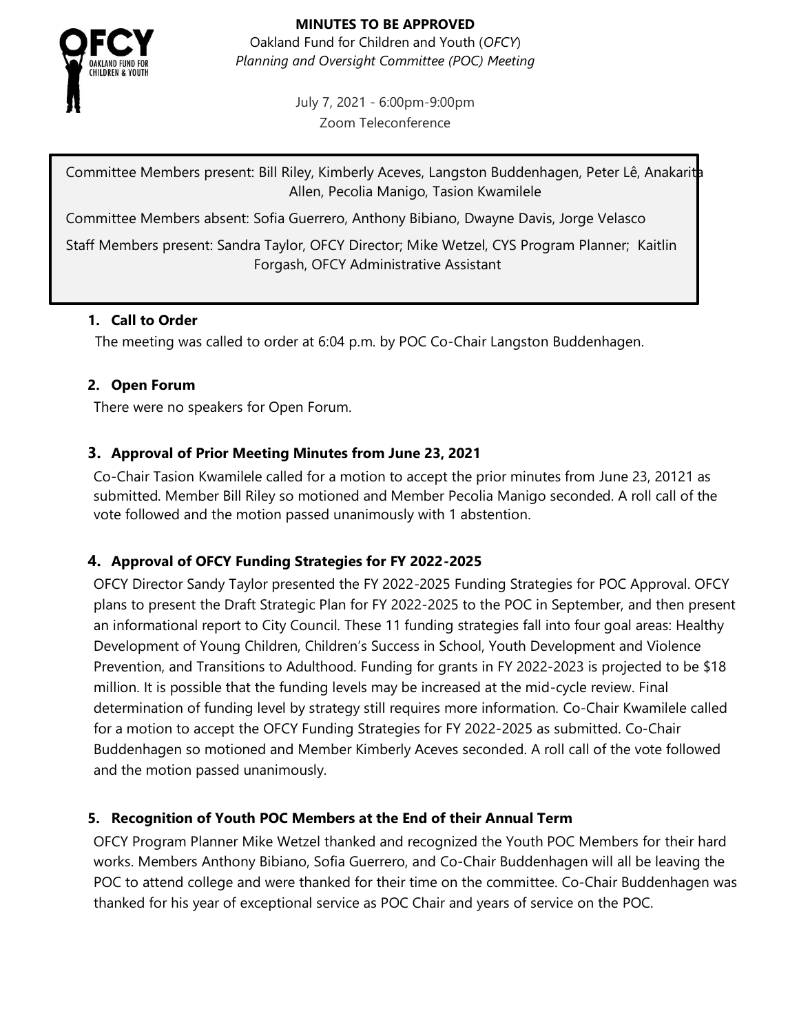**MINUTES TO BE APPROVED**

Oakland Fund for Children and Youth (*OFCY*)
*Planning and Oversight Committee (POC) Meeting*

July 7, 2021 - 6:00pm-9:00pm
Zoom Teleconference

Committee Members present: Bill Riley, Kimberly Aceves, Langston Buddenhagen, Peter Lê, Anakarita Allen, Pecolia Manigo, Tasion Kwamilele

Committee Members absent: Sofia Guerrero, Anthony Bibiano, Dwayne Davis, Jorge Velasco

Staff Members present: Sandra Taylor, OFCY Director; Mike Wetzel, CYS Program Planner; Kaitlin Forgash, OFCY Administrative Assistant

## 1. Call to Order

The meeting was called to order at 6:04 p.m. by POC Co-Chair Langston Buddenhagen.

## 2. Open Forum

There were no speakers for Open Forum.

## 3. Approval of Prior Meeting Minutes from June 23, 2021

Co-Chair Tasion Kwamilele called for a motion to accept the prior minutes from June 23, 20121 as submitted. Member Bill Riley so motioned and Member Pecolia Manigo seconded. A roll call of the vote followed and the motion passed unanimously with 1 abstention.

## 4. Approval of OFCY Funding Strategies for FY 2022-2025

OFCY Director Sandy Taylor presented the FY 2022-2025 Funding Strategies for POC Approval. OFCY plans to present the Draft Strategic Plan for FY 2022-2025 to the POC in September, and then present an informational report to City Council. These 11 funding strategies fall into four goal areas: Healthy Development of Young Children, Children's Success in School, Youth Development and Violence Prevention, and Transitions to Adulthood. Funding for grants in FY 2022-2023 is projected to be $18 million. It is possible that the funding levels may be increased at the mid-cycle review. Final determination of funding level by strategy still requires more information. Co-Chair Kwamilele called for a motion to accept the OFCY Funding Strategies for FY 2022-2025 as submitted. Co-Chair Buddenhagen so motioned and Member Kimberly Aceves seconded. A roll call of the vote followed and the motion passed unanimously.

## 5. Recognition of Youth POC Members at the End of their Annual Term

OFCY Program Planner Mike Wetzel thanked and recognized the Youth POC Members for their hard works. Members Anthony Bibiano, Sofia Guerrero, and Co-Chair Buddenhagen will all be leaving the POC to attend college and were thanked for their time on the committee. Co-Chair Buddenhagen was thanked for his year of exceptional service as POC Chair and years of service on the POC.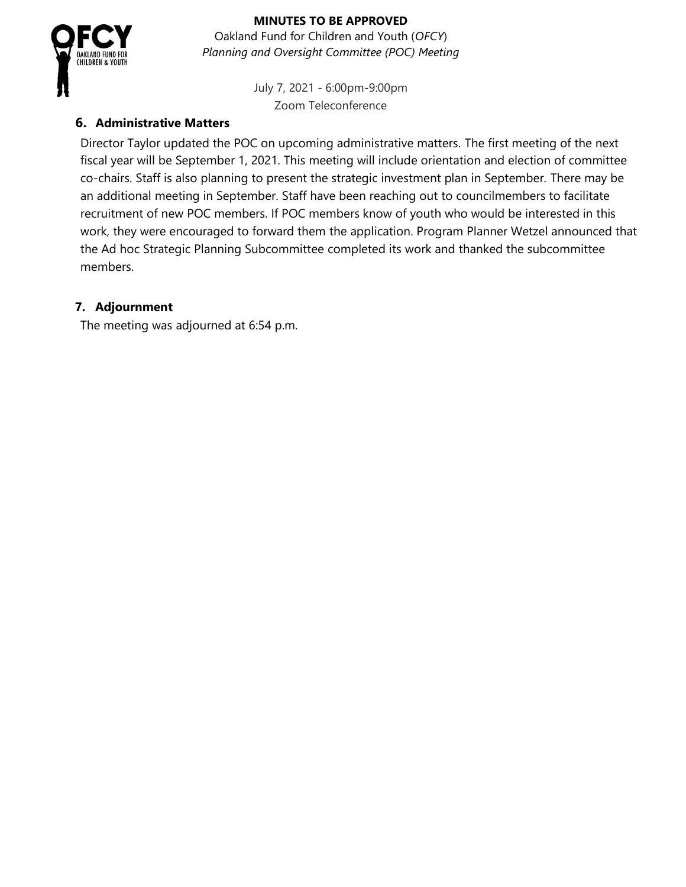**MINUTES TO BE APPROVED**

Oakland Fund for Children and Youth (*OFCY*)
*Planning and Oversight Committee (POC) Meeting*

July 7, 2021 - 6:00pm-9:00pm
Zoom Teleconference

## 6. Administrative Matters

Director Taylor updated the POC on upcoming administrative matters. The first meeting of the next fiscal year will be September 1, 2021. This meeting will include orientation and election of committee co-chairs. Staff is also planning to present the strategic investment plan in September. There may be an additional meeting in September. Staff have been reaching out to councilmembers to facilitate recruitment of new POC members. If POC members know of youth who would be interested in this work, they were encouraged to forward them the application. Program Planner Wetzel announced that the Ad hoc Strategic Planning Subcommittee completed its work and thanked the subcommittee members.

## 7. Adjournment

The meeting was adjourned at 6:54 p.m.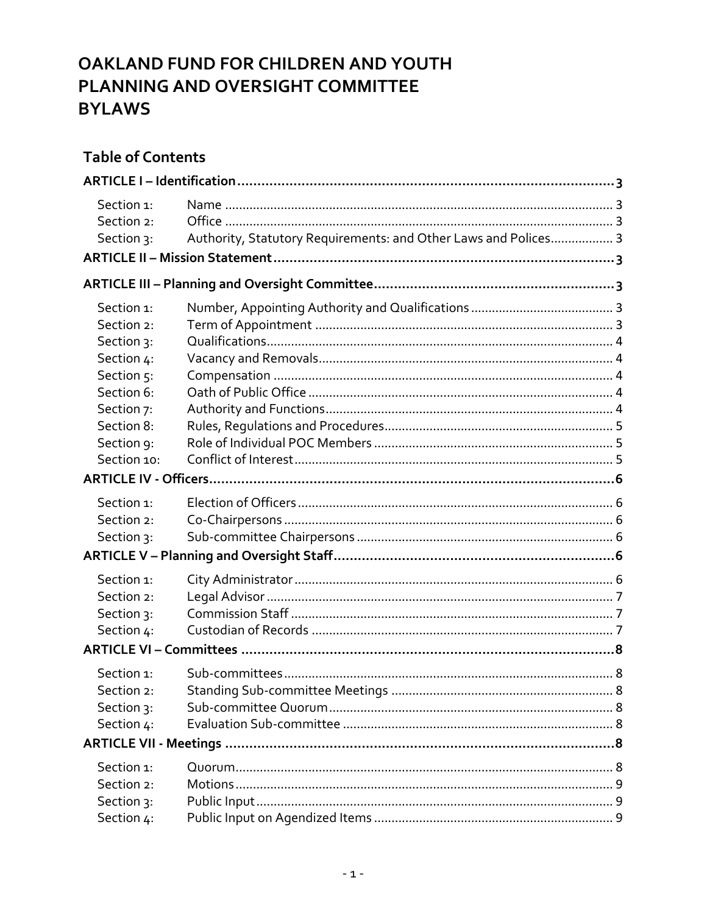# OAKLAND FUND FOR CHILDREN AND YOUTH PLANNING AND OVERSIGHT COMMITTEE BYLAWS

## Table of Contents

**ARTICLE I – Identification ........................................................ 3**

| | | |
|---|---|---|
| Section 1: | Name | 3 |
| Section 2: | Office | 3 |
| Section 3: | Authority, Statutory Requirements: and Other Laws and Polices | 3 |

**ARTICLE II – Mission Statement ........................................................ 3**

**ARTICLE III – Planning and Oversight Committee ........................................................ 3**

| | | |
|---|---|---|
| Section 1: | Number, Appointing Authority and Qualifications | 3 |
| Section 2: | Term of Appointment | 3 |
| Section 3: | Qualifications | 4 |
| Section 4: | Vacancy and Removals | 4 |
| Section 5: | Compensation | 4 |
| Section 6: | Oath of Public Office | 4 |
| Section 7: | Authority and Functions | 4 |
| Section 8: | Rules, Regulations and Procedures | 5 |
| Section 9: | Role of Individual POC Members | 5 |
| Section 10: | Conflict of Interest | 5 |

**ARTICLE IV - Officers ........................................................ 6**

| | | |
|---|---|---|
| Section 1: | Election of Officers | 6 |
| Section 2: | Co-Chairpersons | 6 |
| Section 3: | Sub-committee Chairpersons | 6 |

**ARTICLE V – Planning and Oversight Staff ........................................................ 6**

| | | |
|---|---|---|
| Section 1: | City Administrator | 6 |
| Section 2: | Legal Advisor | 7 |
| Section 3: | Commission Staff | 7 |
| Section 4: | Custodian of Records | 7 |

**ARTICLE VI – Committees ........................................................ 8**

| | | |
|---|---|---|
| Section 1: | Sub-committees | 8 |
| Section 2: | Standing Sub-committee Meetings | 8 |
| Section 3: | Sub-committee Quorum | 8 |
| Section 4: | Evaluation Sub-committee | 8 |

**ARTICLE VII - Meetings ........................................................ 8**

| | | |
|---|---|---|
| Section 1: | Quorum | 8 |
| Section 2: | Motions | 9 |
| Section 3: | Public Input | 9 |
| Section 4: | Public Input on Agendized Items | 9 |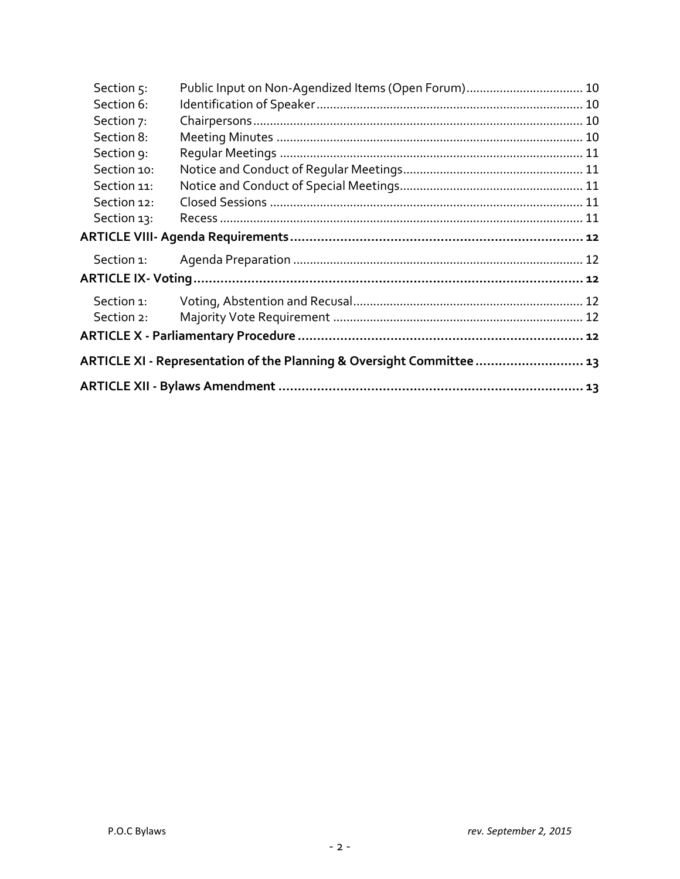Section 5: Public Input on Non-Agendized Items (Open Forum) .................................. 10
Section 6: Identification of Speaker .............................................................................. 10
Section 7: Chairpersons ................................................................................................. 10
Section 8: Meeting Minutes ........................................................................................... 10
Section 9: Regular Meetings .......................................................................................... 11
Section 10: Notice and Conduct of Regular Meetings ..................................................... 11
Section 11: Notice and Conduct of Special Meetings ...................................................... 11
Section 12: Closed Sessions ............................................................................................ 11
Section 13: Recess .......................................................................................................... 11

**ARTICLE VIII- Agenda Requirements ........................................................................... 12**

Section 1: Agenda Preparation ...................................................................................... 12

**ARTICLE IX- Voting ......................................................................................................... 12**

Section 1: Voting, Abstention and Recusal .................................................................... 12
Section 2: Majority Vote Requirement .......................................................................... 12

**ARTICLE X - Parliamentary Procedure .......................................................................... 12**

**ARTICLE XI - Representation of the Planning & Oversight Committee ........................... 13**

**ARTICLE XII - Bylaws Amendment ................................................................................ 13**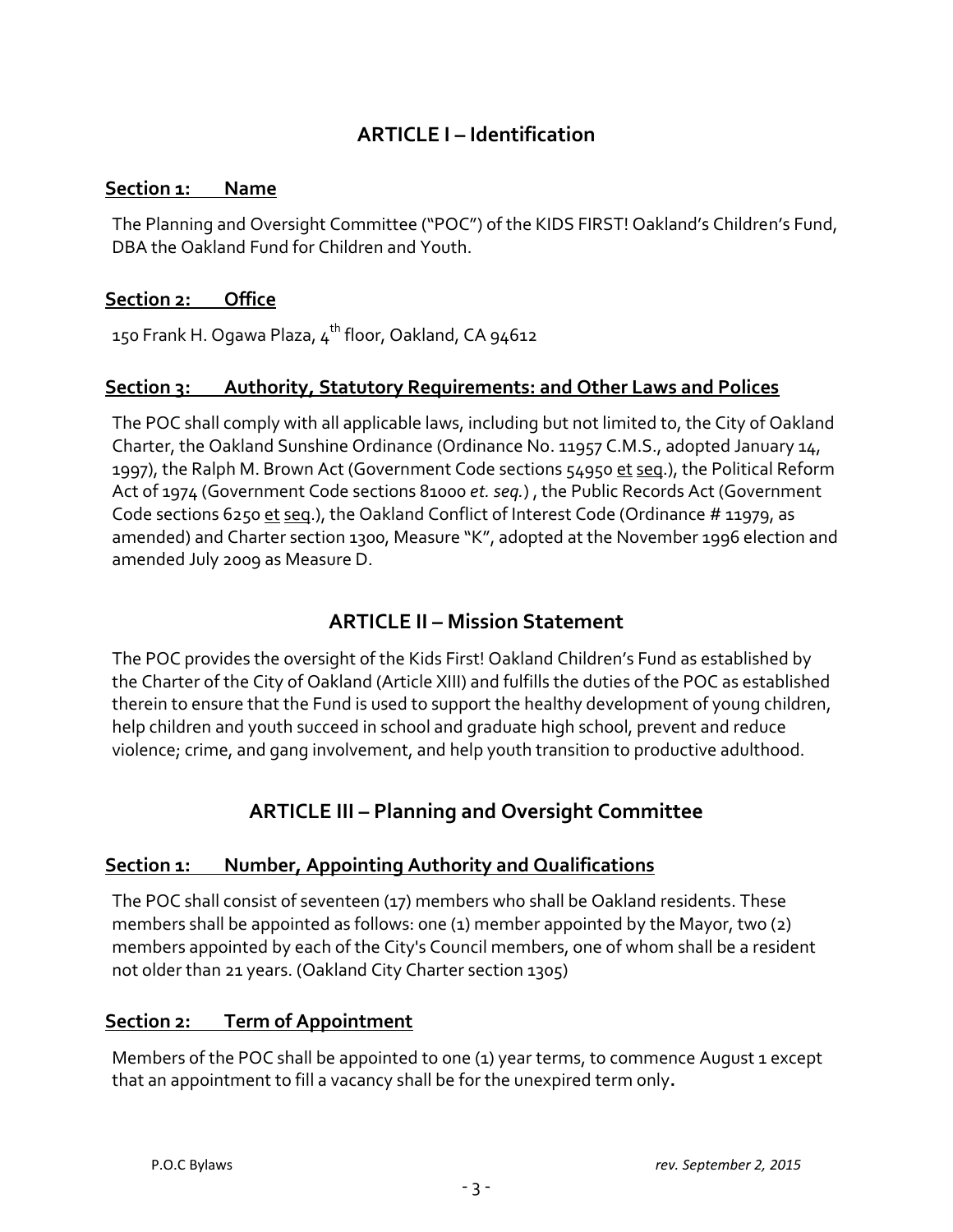# ARTICLE I – Identification

## Section 1: Name

The Planning and Oversight Committee ("POC") of the KIDS FIRST! Oakland's Children's Fund, DBA the Oakland Fund for Children and Youth.

## Section 2: Office

150 Frank H. Ogawa Plaza, 4th floor, Oakland, CA 94612

## Section 3: Authority, Statutory Requirements: and Other Laws and Polices

The POC shall comply with all applicable laws, including but not limited to, the City of Oakland Charter, the Oakland Sunshine Ordinance (Ordinance No. 11957 C.M.S., adopted January 14, 1997), the Ralph M. Brown Act (Government Code sections 54950 et seq.), the Political Reform Act of 1974 (Government Code sections 81000 *et. seq.*) , the Public Records Act (Government Code sections 6250 et seq.), the Oakland Conflict of Interest Code (Ordinance # 11979, as amended) and Charter section 1300, Measure "K", adopted at the November 1996 election and amended July 2009 as Measure D.

# ARTICLE II – Mission Statement

The POC provides the oversight of the Kids First! Oakland Children's Fund as established by the Charter of the City of Oakland (Article XIII) and fulfills the duties of the POC as established therein to ensure that the Fund is used to support the healthy development of young children, help children and youth succeed in school and graduate high school, prevent and reduce violence; crime, and gang involvement, and help youth transition to productive adulthood.

# ARTICLE III – Planning and Oversight Committee

## Section 1: Number, Appointing Authority and Qualifications

The POC shall consist of seventeen (17) members who shall be Oakland residents. These members shall be appointed as follows: one (1) member appointed by the Mayor, two (2) members appointed by each of the City's Council members, one of whom shall be a resident not older than 21 years. (Oakland City Charter section 1305)

## Section 2: Term of Appointment

Members of the POC shall be appointed to one (1) year terms, to commence August 1 except that an appointment to fill a vacancy shall be for the unexpired term only**.**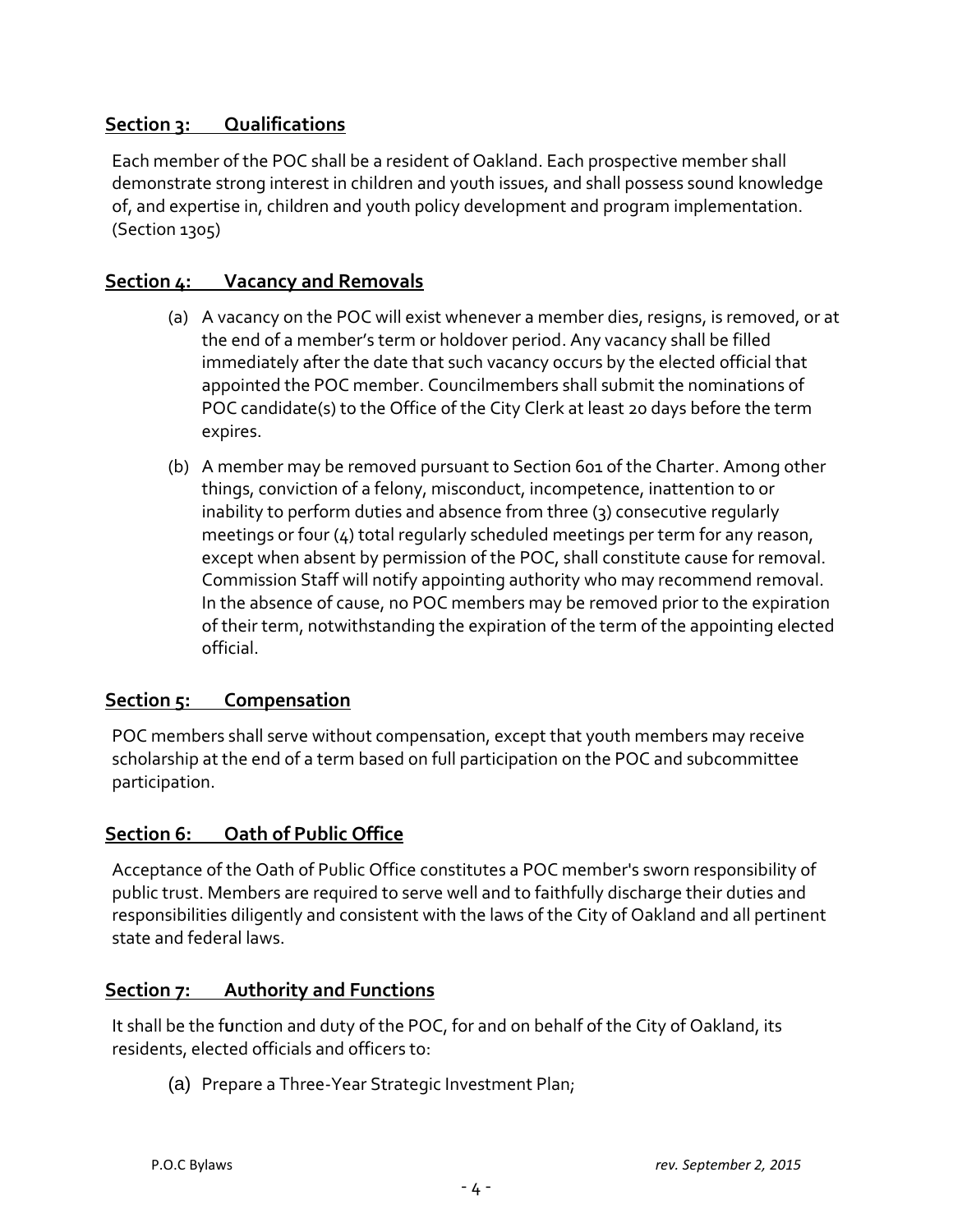## Section 3: Qualifications

Each member of the POC shall be a resident of Oakland. Each prospective member shall demonstrate strong interest in children and youth issues, and shall possess sound knowledge of, and expertise in, children and youth policy development and program implementation. (Section 1305)

## Section 4: Vacancy and Removals

(a) A vacancy on the POC will exist whenever a member dies, resigns, is removed, or at the end of a member's term or holdover period. Any vacancy shall be filled immediately after the date that such vacancy occurs by the elected official that appointed the POC member. Councilmembers shall submit the nominations of POC candidate(s) to the Office of the City Clerk at least 20 days before the term expires.

(b) A member may be removed pursuant to Section 601 of the Charter. Among other things, conviction of a felony, misconduct, incompetence, inattention to or inability to perform duties and absence from three (3) consecutive regularly meetings or four (4) total regularly scheduled meetings per term for any reason, except when absent by permission of the POC, shall constitute cause for removal. Commission Staff will notify appointing authority who may recommend removal. In the absence of cause, no POC members may be removed prior to the expiration of their term, notwithstanding the expiration of the term of the appointing elected official.

## Section 5: Compensation

POC members shall serve without compensation, except that youth members may receive scholarship at the end of a term based on full participation on the POC and subcommittee participation.

## Section 6: Oath of Public Office

Acceptance of the Oath of Public Office constitutes a POC member's sworn responsibility of public trust. Members are required to serve well and to faithfully discharge their duties and responsibilities diligently and consistent with the laws of the City of Oakland and all pertinent state and federal laws.

## Section 7: Authority and Functions

It shall be the function and duty of the POC, for and on behalf of the City of Oakland, its residents, elected officials and officers to:

(a) Prepare a Three-Year Strategic Investment Plan;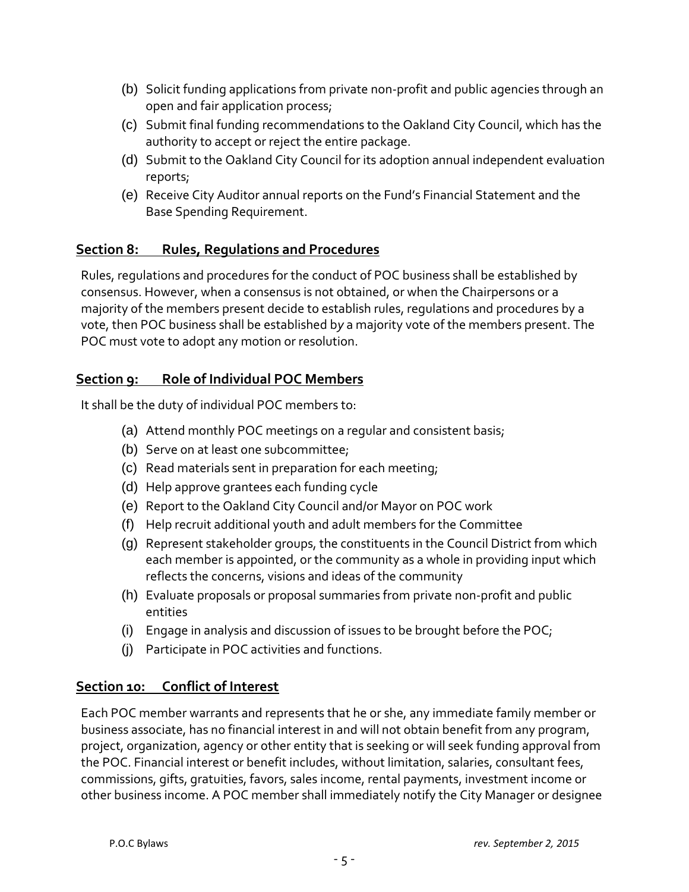(b) Solicit funding applications from private non-profit and public agencies through an open and fair application process;

(c) Submit final funding recommendations to the Oakland City Council, which has the authority to accept or reject the entire package.

(d) Submit to the Oakland City Council for its adoption annual independent evaluation reports;

(e) Receive City Auditor annual reports on the Fund's Financial Statement and the Base Spending Requirement.

## Section 8: Rules, Regulations and Procedures

Rules, regulations and procedures for the conduct of POC business shall be established by consensus. However, when a consensus is not obtained, or when the Chairpersons or a majority of the members present decide to establish rules, regulations and procedures by a vote, then POC business shall be established by a majority vote of the members present. The POC must vote to adopt any motion or resolution.

## Section 9: Role of Individual POC Members

It shall be the duty of individual POC members to:

(a) Attend monthly POC meetings on a regular and consistent basis;

(b) Serve on at least one subcommittee;

(c) Read materials sent in preparation for each meeting;

(d) Help approve grantees each funding cycle

(e) Report to the Oakland City Council and/or Mayor on POC work

(f) Help recruit additional youth and adult members for the Committee

(g) Represent stakeholder groups, the constituents in the Council District from which each member is appointed, or the community as a whole in providing input which reflects the concerns, visions and ideas of the community

(h) Evaluate proposals or proposal summaries from private non-profit and public entities

(i) Engage in analysis and discussion of issues to be brought before the POC;

(j) Participate in POC activities and functions.

## Section 10: Conflict of Interest

Each POC member warrants and represents that he or she, any immediate family member or business associate, has no financial interest in and will not obtain benefit from any program, project, organization, agency or other entity that is seeking or will seek funding approval from the POC. Financial interest or benefit includes, without limitation, salaries, consultant fees, commissions, gifts, gratuities, favors, sales income, rental payments, investment income or other business income. A POC member shall immediately notify the City Manager or designee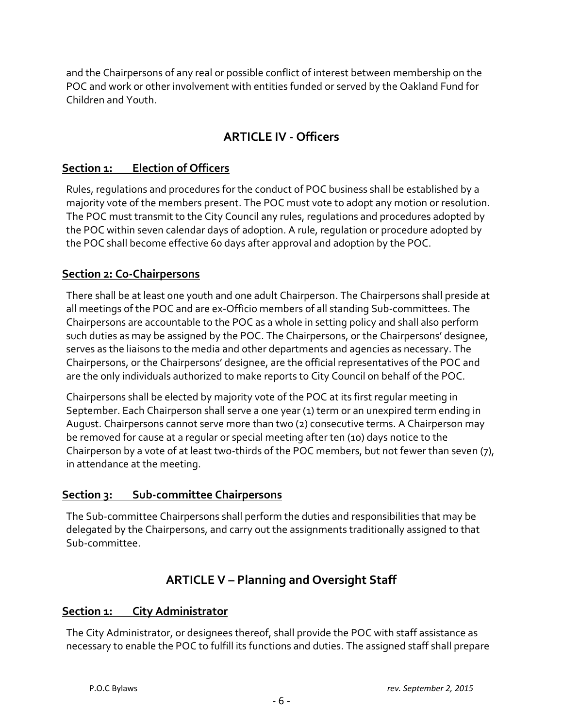and the Chairpersons of any real or possible conflict of interest between membership on the POC and work or other involvement with entities funded or served by the Oakland Fund for Children and Youth.

## ARTICLE IV - Officers

### Section 1: Election of Officers

Rules, regulations and procedures for the conduct of POC business shall be established by a majority vote of the members present. The POC must vote to adopt any motion or resolution. The POC must transmit to the City Council any rules, regulations and procedures adopted by the POC within seven calendar days of adoption. A rule, regulation or procedure adopted by the POC shall become effective 60 days after approval and adoption by the POC.

### Section 2: Co-Chairpersons

There shall be at least one youth and one adult Chairperson. The Chairpersons shall preside at all meetings of the POC and are ex-Officio members of all standing Sub-committees. The Chairpersons are accountable to the POC as a whole in setting policy and shall also perform such duties as may be assigned by the POC. The Chairpersons, or the Chairpersons' designee, serves as the liaisons to the media and other departments and agencies as necessary. The Chairpersons, or the Chairpersons' designee, are the official representatives of the POC and are the only individuals authorized to make reports to City Council on behalf of the POC.

Chairpersons shall be elected by majority vote of the POC at its first regular meeting in September. Each Chairperson shall serve a one year (1) term or an unexpired term ending in August. Chairpersons cannot serve more than two (2) consecutive terms. A Chairperson may be removed for cause at a regular or special meeting after ten (10) days notice to the Chairperson by a vote of at least two-thirds of the POC members, but not fewer than seven (7), in attendance at the meeting.

### Section 3: Sub-committee Chairpersons

The Sub-committee Chairpersons shall perform the duties and responsibilities that may be delegated by the Chairpersons, and carry out the assignments traditionally assigned to that Sub-committee.

## ARTICLE V – Planning and Oversight Staff

### Section 1: City Administrator

The City Administrator, or designees thereof, shall provide the POC with staff assistance as necessary to enable the POC to fulfill its functions and duties. The assigned staff shall prepare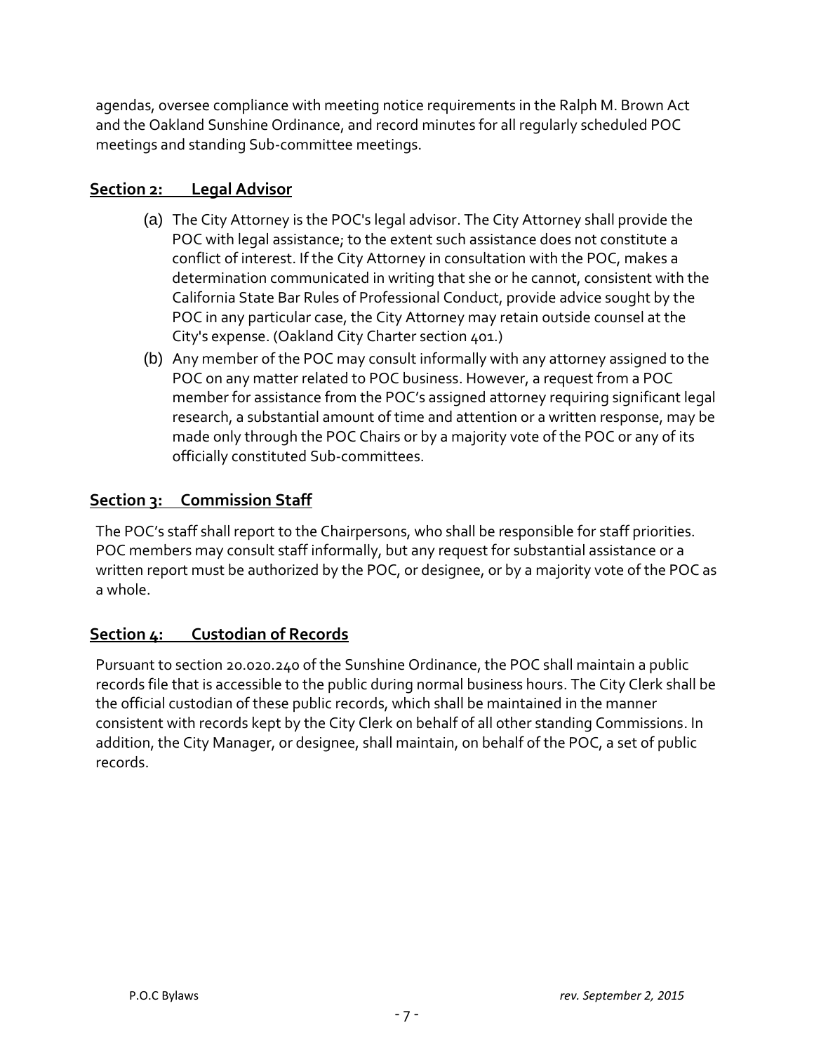agendas, oversee compliance with meeting notice requirements in the Ralph M. Brown Act and the Oakland Sunshine Ordinance, and record minutes for all regularly scheduled POC meetings and standing Sub-committee meetings.

## Section 2: Legal Advisor

(a) The City Attorney is the POC's legal advisor. The City Attorney shall provide the POC with legal assistance; to the extent such assistance does not constitute a conflict of interest. If the City Attorney in consultation with the POC, makes a determination communicated in writing that she or he cannot, consistent with the California State Bar Rules of Professional Conduct, provide advice sought by the POC in any particular case, the City Attorney may retain outside counsel at the City's expense. (Oakland City Charter section 401.)

(b) Any member of the POC may consult informally with any attorney assigned to the POC on any matter related to POC business. However, a request from a POC member for assistance from the POC's assigned attorney requiring significant legal research, a substantial amount of time and attention or a written response, may be made only through the POC Chairs or by a majority vote of the POC or any of its officially constituted Sub-committees.

## Section 3: Commission Staff

The POC's staff shall report to the Chairpersons, who shall be responsible for staff priorities. POC members may consult staff informally, but any request for substantial assistance or a written report must be authorized by the POC, or designee, or by a majority vote of the POC as a whole.

## Section 4: Custodian of Records

Pursuant to section 20.020.240 of the Sunshine Ordinance, the POC shall maintain a public records file that is accessible to the public during normal business hours. The City Clerk shall be the official custodian of these public records, which shall be maintained in the manner consistent with records kept by the City Clerk on behalf of all other standing Commissions. In addition, the City Manager, or designee, shall maintain, on behalf of the POC, a set of public records.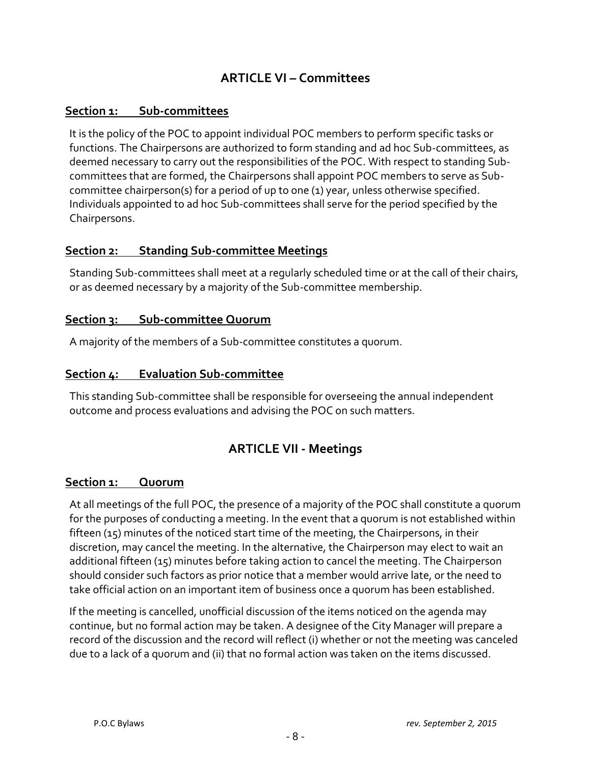## ARTICLE VI – Committees

### Section 1: Sub-committees

It is the policy of the POC to appoint individual POC members to perform specific tasks or functions. The Chairpersons are authorized to form standing and ad hoc Sub-committees, as deemed necessary to carry out the responsibilities of the POC. With respect to standing Sub-committees that are formed, the Chairpersons shall appoint POC members to serve as Sub-committee chairperson(s) for a period of up to one (1) year, unless otherwise specified. Individuals appointed to ad hoc Sub-committees shall serve for the period specified by the Chairpersons.

### Section 2: Standing Sub-committee Meetings

Standing Sub-committees shall meet at a regularly scheduled time or at the call of their chairs, or as deemed necessary by a majority of the Sub-committee membership.

### Section 3: Sub-committee Quorum

A majority of the members of a Sub-committee constitutes a quorum.

### Section 4: Evaluation Sub-committee

This standing Sub-committee shall be responsible for overseeing the annual independent outcome and process evaluations and advising the POC on such matters.

## ARTICLE VII - Meetings

### Section 1: Quorum

At all meetings of the full POC, the presence of a majority of the POC shall constitute a quorum for the purposes of conducting a meeting. In the event that a quorum is not established within fifteen (15) minutes of the noticed start time of the meeting, the Chairpersons, in their discretion, may cancel the meeting. In the alternative, the Chairperson may elect to wait an additional fifteen (15) minutes before taking action to cancel the meeting. The Chairperson should consider such factors as prior notice that a member would arrive late, or the need to take official action on an important item of business once a quorum has been established.

If the meeting is cancelled, unofficial discussion of the items noticed on the agenda may continue, but no formal action may be taken. A designee of the City Manager will prepare a record of the discussion and the record will reflect (i) whether or not the meeting was canceled due to a lack of a quorum and (ii) that no formal action was taken on the items discussed.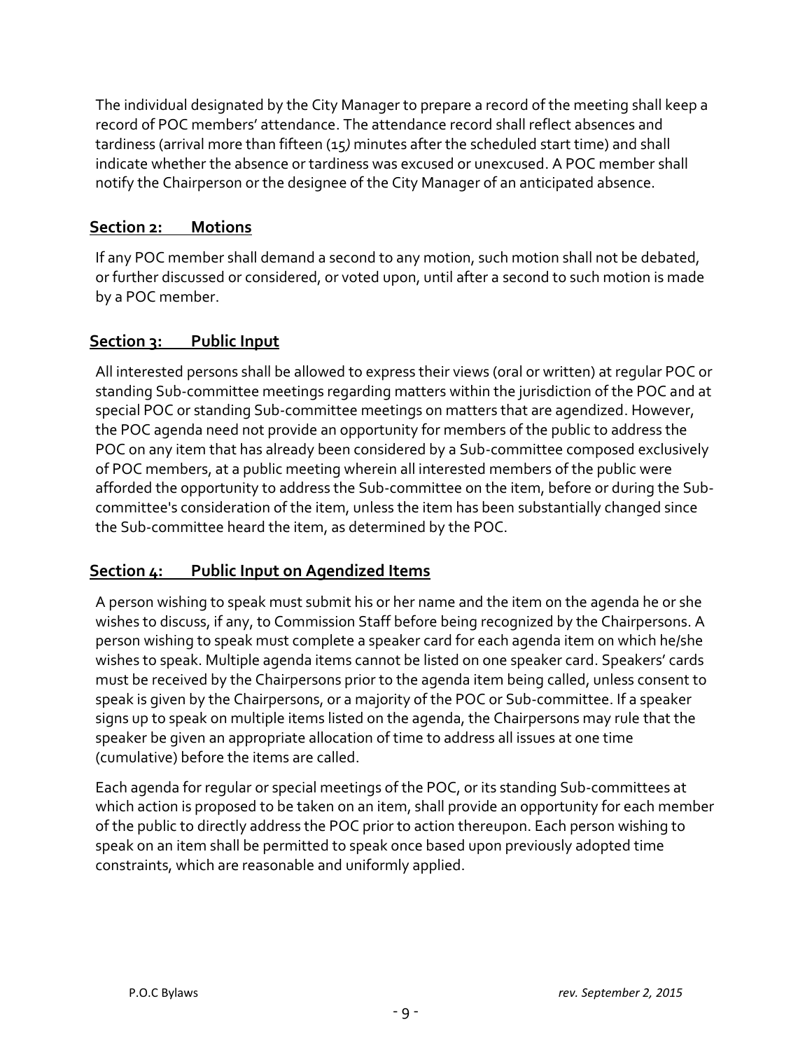The individual designated by the City Manager to prepare a record of the meeting shall keep a record of POC members' attendance. The attendance record shall reflect absences and tardiness (arrival more than fifteen (15) minutes after the scheduled start time) and shall indicate whether the absence or tardiness was excused or unexcused. A POC member shall notify the Chairperson or the designee of the City Manager of an anticipated absence.

## Section 2: Motions

If any POC member shall demand a second to any motion, such motion shall not be debated, or further discussed or considered, or voted upon, until after a second to such motion is made by a POC member.

## Section 3: Public Input

All interested persons shall be allowed to express their views (oral or written) at regular POC or standing Sub-committee meetings regarding matters within the jurisdiction of the POC and at special POC or standing Sub-committee meetings on matters that are agendized. However, the POC agenda need not provide an opportunity for members of the public to address the POC on any item that has already been considered by a Sub-committee composed exclusively of POC members, at a public meeting wherein all interested members of the public were afforded the opportunity to address the Sub-committee on the item, before or during the Sub-committee's consideration of the item, unless the item has been substantially changed since the Sub-committee heard the item, as determined by the POC.

## Section 4: Public Input on Agendized Items

A person wishing to speak must submit his or her name and the item on the agenda he or she wishes to discuss, if any, to Commission Staff before being recognized by the Chairpersons. A person wishing to speak must complete a speaker card for each agenda item on which he/she wishes to speak. Multiple agenda items cannot be listed on one speaker card. Speakers' cards must be received by the Chairpersons prior to the agenda item being called, unless consent to speak is given by the Chairpersons, or a majority of the POC or Sub-committee. If a speaker signs up to speak on multiple items listed on the agenda, the Chairpersons may rule that the speaker be given an appropriate allocation of time to address all issues at one time (cumulative) before the items are called.

Each agenda for regular or special meetings of the POC, or its standing Sub-committees at which action is proposed to be taken on an item, shall provide an opportunity for each member of the public to directly address the POC prior to action thereupon. Each person wishing to speak on an item shall be permitted to speak once based upon previously adopted time constraints, which are reasonable and uniformly applied.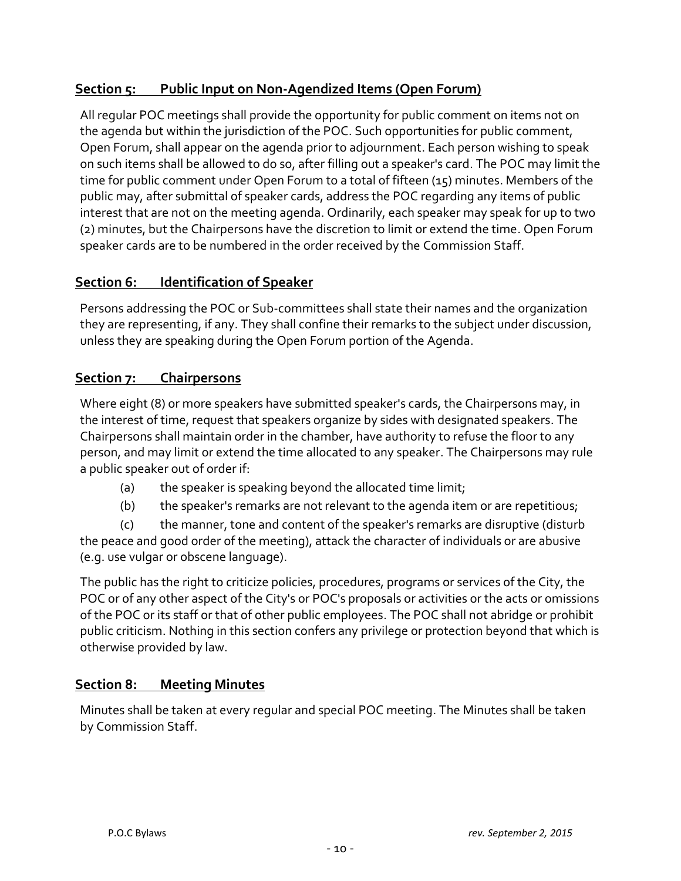## Section 5: Public Input on Non-Agendized Items (Open Forum)

All regular POC meetings shall provide the opportunity for public comment on items not on the agenda but within the jurisdiction of the POC. Such opportunities for public comment, Open Forum, shall appear on the agenda prior to adjournment. Each person wishing to speak on such items shall be allowed to do so, after filling out a speaker's card. The POC may limit the time for public comment under Open Forum to a total of fifteen (15) minutes. Members of the public may, after submittal of speaker cards, address the POC regarding any items of public interest that are not on the meeting agenda. Ordinarily, each speaker may speak for up to two (2) minutes, but the Chairpersons have the discretion to limit or extend the time. Open Forum speaker cards are to be numbered in the order received by the Commission Staff.

## Section 6: Identification of Speaker

Persons addressing the POC or Sub-committees shall state their names and the organization they are representing, if any. They shall confine their remarks to the subject under discussion, unless they are speaking during the Open Forum portion of the Agenda.

## Section 7: Chairpersons

Where eight (8) or more speakers have submitted speaker's cards, the Chairpersons may, in the interest of time, request that speakers organize by sides with designated speakers. The Chairpersons shall maintain order in the chamber, have authority to refuse the floor to any person, and may limit or extend the time allocated to any speaker. The Chairpersons may rule a public speaker out of order if:

(a) the speaker is speaking beyond the allocated time limit;

(b) the speaker's remarks are not relevant to the agenda item or are repetitious;

(c) the manner, tone and content of the speaker's remarks are disruptive (disturb the peace and good order of the meeting), attack the character of individuals or are abusive (e.g. use vulgar or obscene language).

The public has the right to criticize policies, procedures, programs or services of the City, the POC or of any other aspect of the City's or POC's proposals or activities or the acts or omissions of the POC or its staff or that of other public employees. The POC shall not abridge or prohibit public criticism. Nothing in this section confers any privilege or protection beyond that which is otherwise provided by law.

## Section 8: Meeting Minutes

Minutes shall be taken at every regular and special POC meeting. The Minutes shall be taken by Commission Staff.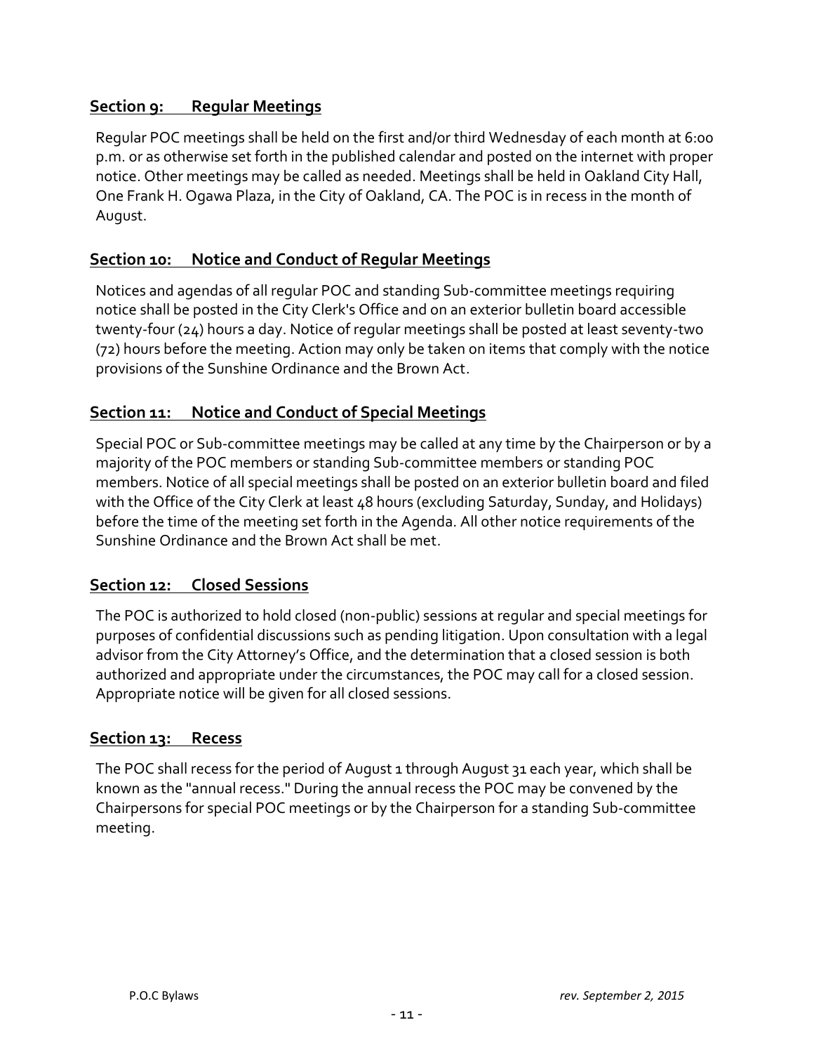## Section 9: Regular Meetings

Regular POC meetings shall be held on the first and/or third Wednesday of each month at 6:00 p.m. or as otherwise set forth in the published calendar and posted on the internet with proper notice. Other meetings may be called as needed. Meetings shall be held in Oakland City Hall, One Frank H. Ogawa Plaza, in the City of Oakland, CA. The POC is in recess in the month of August.

## Section 10: Notice and Conduct of Regular Meetings

Notices and agendas of all regular POC and standing Sub-committee meetings requiring notice shall be posted in the City Clerk's Office and on an exterior bulletin board accessible twenty-four (24) hours a day. Notice of regular meetings shall be posted at least seventy-two (72) hours before the meeting. Action may only be taken on items that comply with the notice provisions of the Sunshine Ordinance and the Brown Act.

## Section 11: Notice and Conduct of Special Meetings

Special POC or Sub-committee meetings may be called at any time by the Chairperson or by a majority of the POC members or standing Sub-committee members or standing POC members. Notice of all special meetings shall be posted on an exterior bulletin board and filed with the Office of the City Clerk at least 48 hours (excluding Saturday, Sunday, and Holidays) before the time of the meeting set forth in the Agenda. All other notice requirements of the Sunshine Ordinance and the Brown Act shall be met.

## Section 12: Closed Sessions

The POC is authorized to hold closed (non-public) sessions at regular and special meetings for purposes of confidential discussions such as pending litigation. Upon consultation with a legal advisor from the City Attorney's Office, and the determination that a closed session is both authorized and appropriate under the circumstances, the POC may call for a closed session. Appropriate notice will be given for all closed sessions.

## Section 13: Recess

The POC shall recess for the period of August 1 through August 31 each year, which shall be known as the "annual recess." During the annual recess the POC may be convened by the Chairpersons for special POC meetings or by the Chairperson for a standing Sub-committee meeting.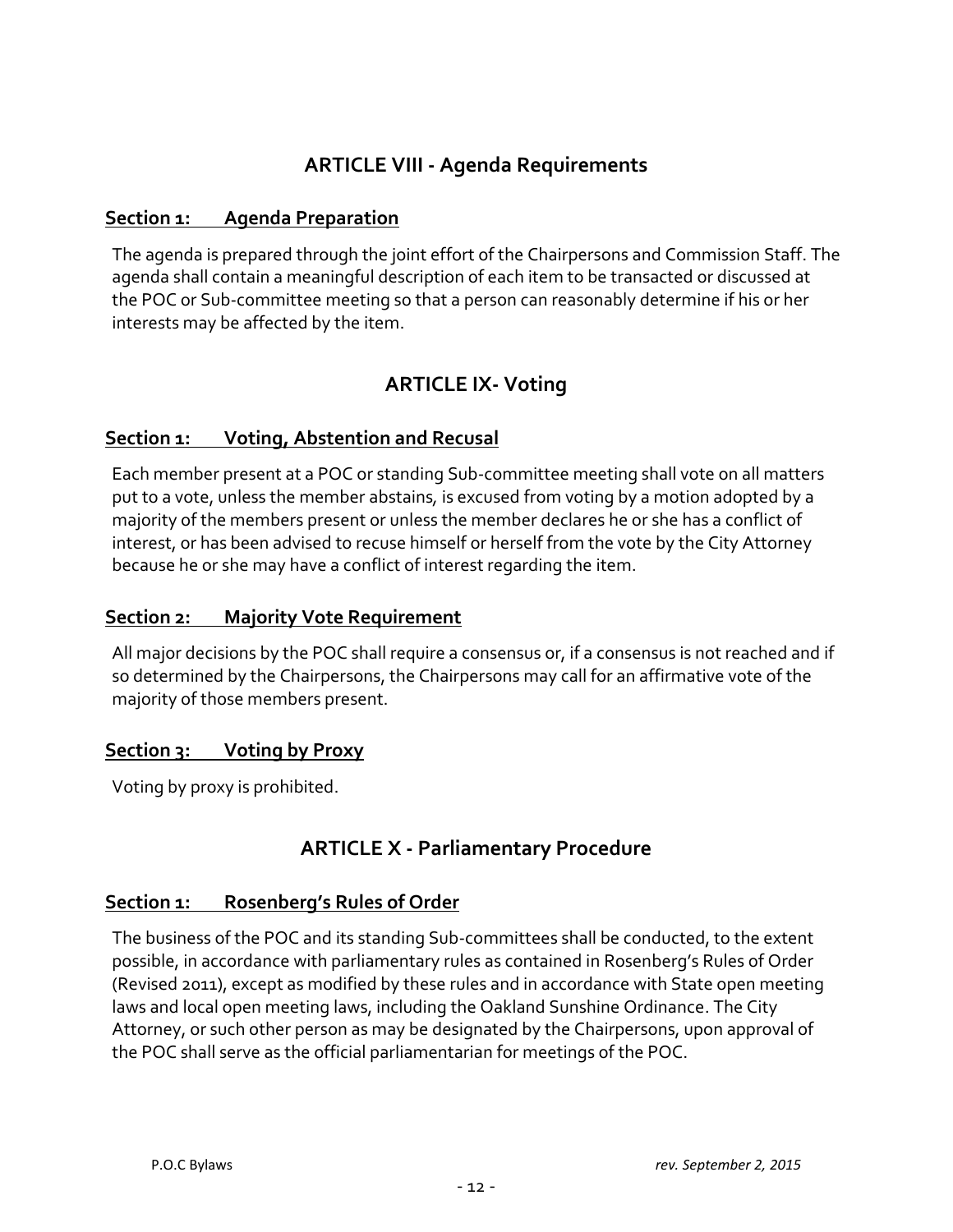## ARTICLE VIII - Agenda Requirements

### Section 1: Agenda Preparation

The agenda is prepared through the joint effort of the Chairpersons and Commission Staff. The agenda shall contain a meaningful description of each item to be transacted or discussed at the POC or Sub-committee meeting so that a person can reasonably determine if his or her interests may be affected by the item.

## ARTICLE IX- Voting

### Section 1: Voting, Abstention and Recusal

Each member present at a POC or standing Sub-committee meeting shall vote on all matters put to a vote, unless the member abstains, is excused from voting by a motion adopted by a majority of the members present or unless the member declares he or she has a conflict of interest, or has been advised to recuse himself or herself from the vote by the City Attorney because he or she may have a conflict of interest regarding the item.

### Section 2: Majority Vote Requirement

All major decisions by the POC shall require a consensus or, if a consensus is not reached and if so determined by the Chairpersons, the Chairpersons may call for an affirmative vote of the majority of those members present.

### Section 3: Voting by Proxy

Voting by proxy is prohibited.

## ARTICLE X - Parliamentary Procedure

### Section 1: Rosenberg's Rules of Order

The business of the POC and its standing Sub-committees shall be conducted, to the extent possible, in accordance with parliamentary rules as contained in Rosenberg's Rules of Order (Revised 2011), except as modified by these rules and in accordance with State open meeting laws and local open meeting laws, including the Oakland Sunshine Ordinance. The City Attorney, or such other person as may be designated by the Chairpersons, upon approval of the POC shall serve as the official parliamentarian for meetings of the POC.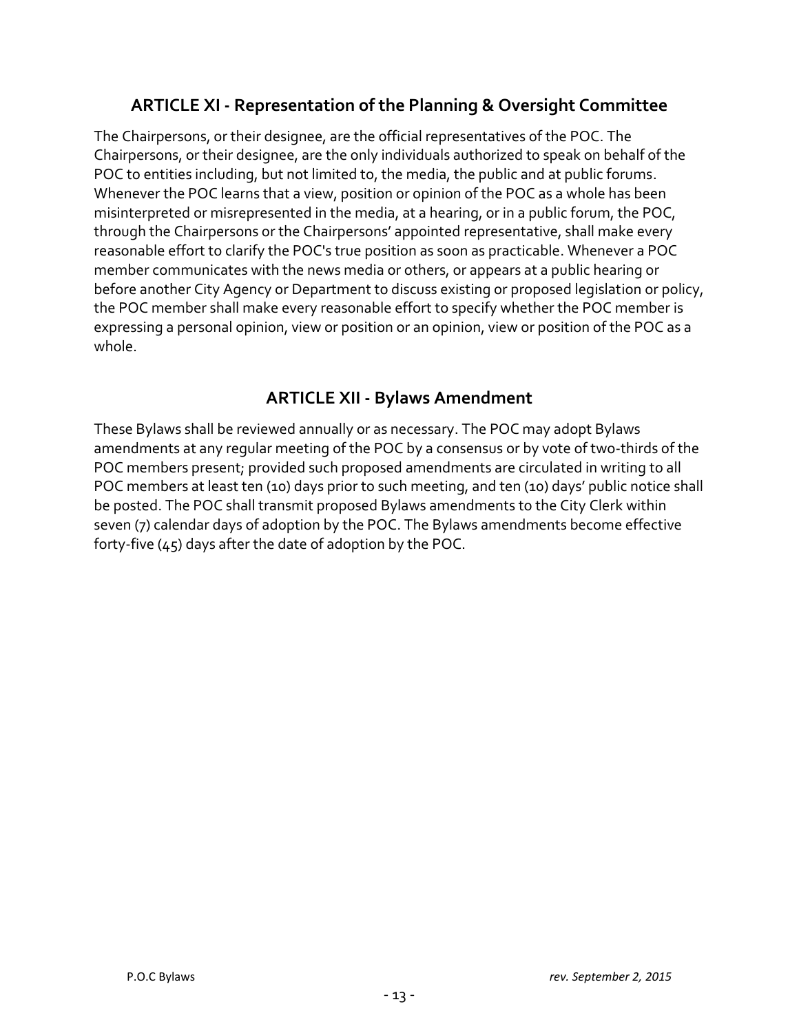## ARTICLE XI - Representation of the Planning & Oversight Committee

The Chairpersons, or their designee, are the official representatives of the POC. The Chairpersons, or their designee, are the only individuals authorized to speak on behalf of the POC to entities including, but not limited to, the media, the public and at public forums. Whenever the POC learns that a view, position or opinion of the POC as a whole has been misinterpreted or misrepresented in the media, at a hearing, or in a public forum, the POC, through the Chairpersons or the Chairpersons' appointed representative, shall make every reasonable effort to clarify the POC's true position as soon as practicable. Whenever a POC member communicates with the news media or others, or appears at a public hearing or before another City Agency or Department to discuss existing or proposed legislation or policy, the POC member shall make every reasonable effort to specify whether the POC member is expressing a personal opinion, view or position or an opinion, view or position of the POC as a whole.

## ARTICLE XII - Bylaws Amendment

These Bylaws shall be reviewed annually or as necessary. The POC may adopt Bylaws amendments at any regular meeting of the POC by a consensus or by vote of two-thirds of the POC members present; provided such proposed amendments are circulated in writing to all POC members at least ten (10) days prior to such meeting, and ten (10) days' public notice shall be posted. The POC shall transmit proposed Bylaws amendments to the City Clerk within seven (7) calendar days of adoption by the POC. The Bylaws amendments become effective forty-five (45) days after the date of adoption by the POC.